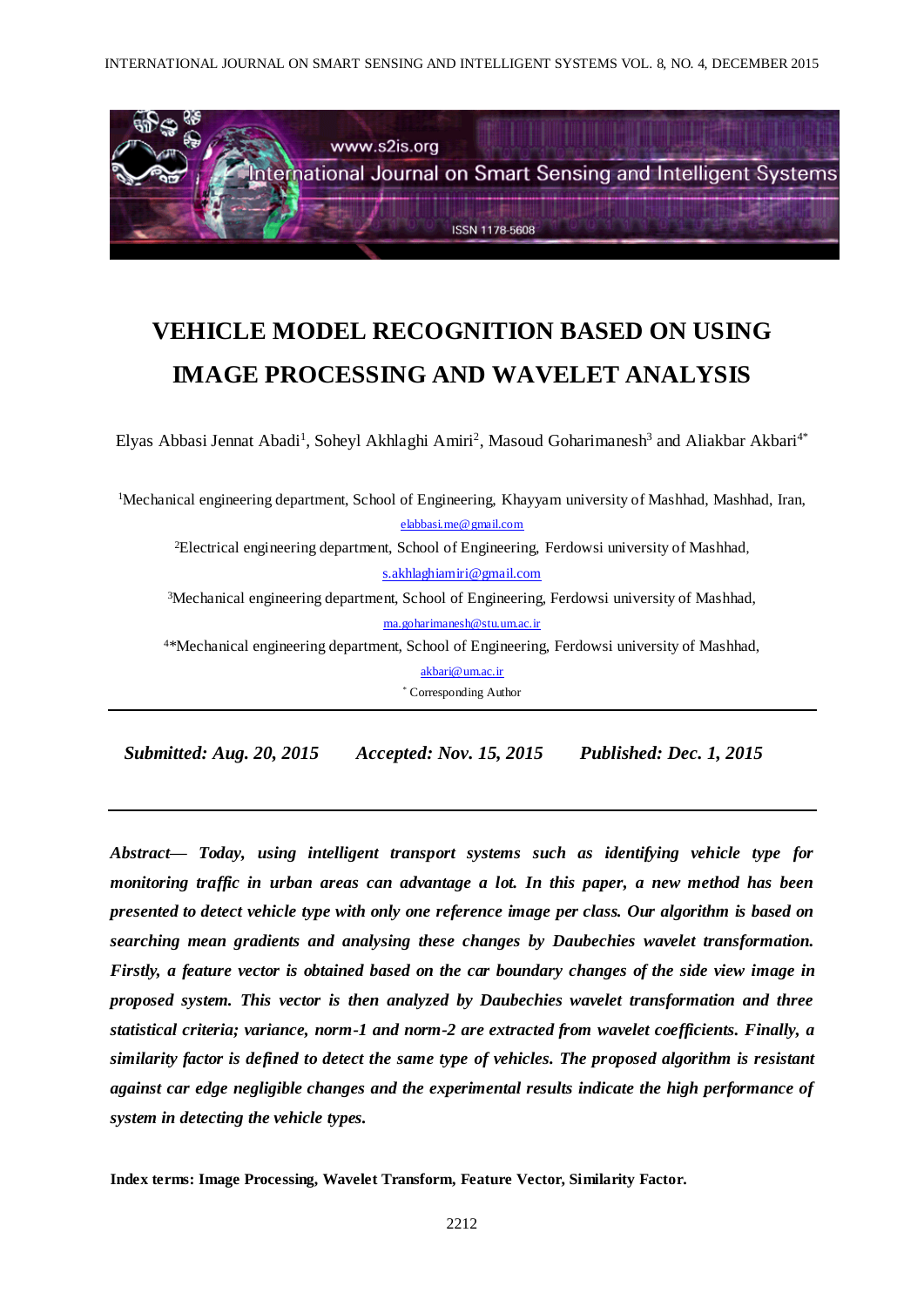# VEHICLE MODEL RECOGNITION BASED ON USING IMAGE PROCESSING AND WAVELET ANALYSIS

Elyas Abbasi Jennat Abadi[1], Soheyl Akhlaghi Amiri[2], Masoud Goharimanesh[3] and Aliakbar Akbari[4*]

[1]Mechanical engineering department, School of Engineering, Khayyam university of Mashhad, Mashhad, Iran, elabbasi.me@gmail.com

[2]Electrical engineering department, School of Engineering, Ferdowsi university of Mashhad, s.akhlaghiamiri@gmail.com

[3]Mechanical engineering department, School of Engineering, Ferdowsi university of Mashhad, ma.goharimanesh@stu.um.ac.ir

[4]*Mechanical engineering department, School of Engineering, Ferdowsi university of Mashhad, akbari@um.ac.ir

[*] Corresponding Author

***Submitted: Aug. 20, 2015 Accepted: Nov. 15, 2015 Published: Dec. 1, 2015***

***Abstract— Today, using intelligent transport systems such as identifying vehicle type for monitoring traffic in urban areas can advantage a lot. In this paper, a new method has been presented to detect vehicle type with only one reference image per class. Our algorithm is based on searching mean gradients and analysing these changes by Daubechies wavelet transformation. Firstly, a feature vector is obtained based on the car boundary changes of the side view image in proposed system. This vector is then analyzed by Daubechies wavelet transformation and three statistical criteria; variance, norm-1 and norm-2 are extracted from wavelet coefficients. Finally, a similarity factor is defined to detect the same type of vehicles. The proposed algorithm is resistant against car edge negligible changes and the experimental results indicate the high performance of system in detecting the vehicle types.***

**Index terms: Image Processing, Wavelet Transform, Feature Vector, Similarity Factor.**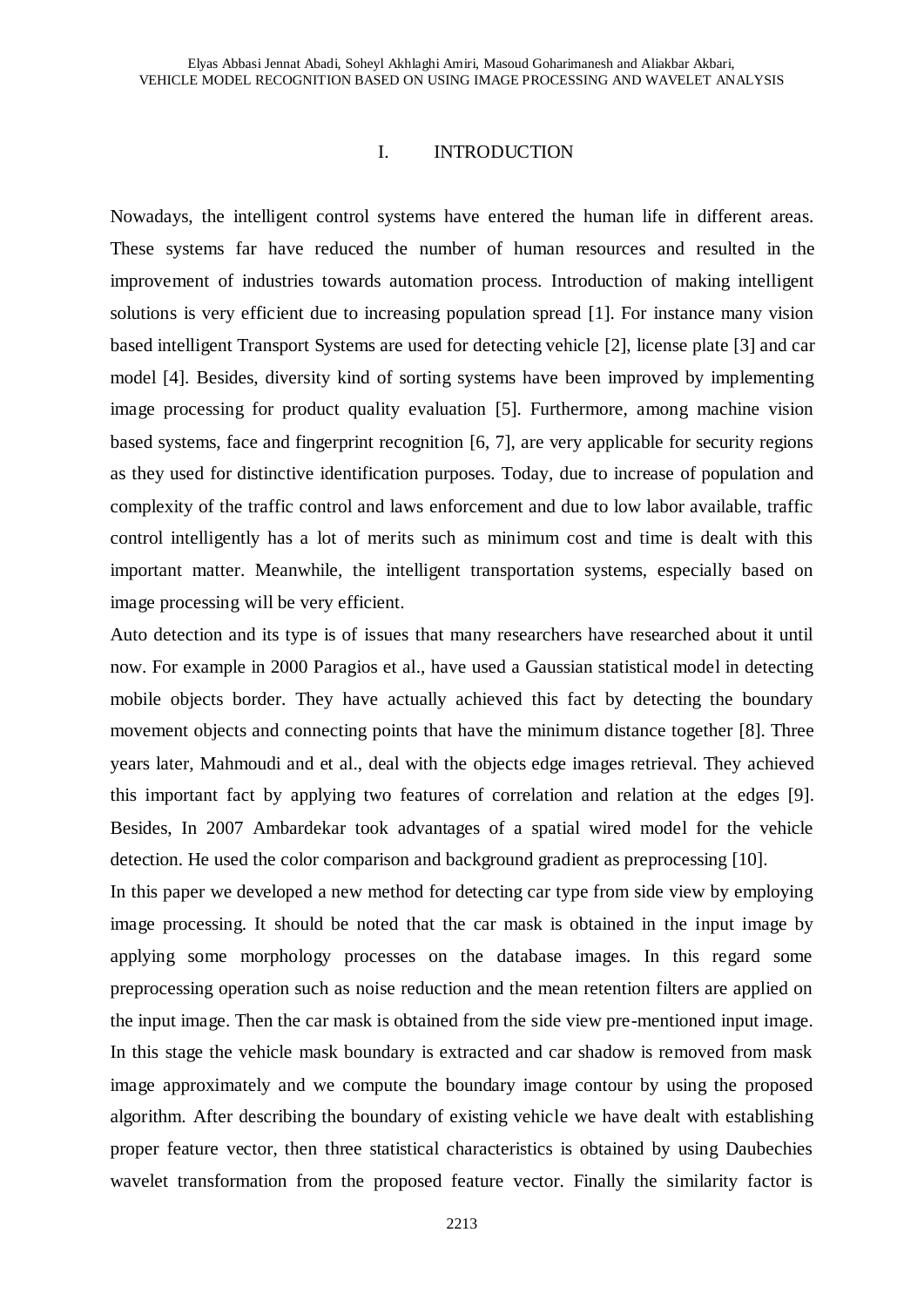## I. INTRODUCTION

Nowadays, the intelligent control systems have entered the human life in different areas. These systems far have reduced the number of human resources and resulted in the improvement of industries towards automation process. Introduction of making intelligent solutions is very efficient due to increasing population spread [1]. For instance many vision based intelligent Transport Systems are used for detecting vehicle [2], license plate [3] and car model [4]. Besides, diversity kind of sorting systems have been improved by implementing image processing for product quality evaluation [5]. Furthermore, among machine vision based systems, face and fingerprint recognition [6, 7], are very applicable for security regions as they used for distinctive identification purposes. Today, due to increase of population and complexity of the traffic control and laws enforcement and due to low labor available, traffic control intelligently has a lot of merits such as minimum cost and time is dealt with this important matter. Meanwhile, the intelligent transportation systems, especially based on image processing will be very efficient.

Auto detection and its type is of issues that many researchers have researched about it until now. For example in 2000 Paragios et al., have used a Gaussian statistical model in detecting mobile objects border. They have actually achieved this fact by detecting the boundary movement objects and connecting points that have the minimum distance together [8]. Three years later, Mahmoudi and et al., deal with the objects edge images retrieval. They achieved this important fact by applying two features of correlation and relation at the edges [9]. Besides, In 2007 Ambardekar took advantages of a spatial wired model for the vehicle detection. He used the color comparison and background gradient as preprocessing [10].

In this paper we developed a new method for detecting car type from side view by employing image processing. It should be noted that the car mask is obtained in the input image by applying some morphology processes on the database images. In this regard some preprocessing operation such as noise reduction and the mean retention filters are applied on the input image. Then the car mask is obtained from the side view pre-mentioned input image. In this stage the vehicle mask boundary is extracted and car shadow is removed from mask image approximately and we compute the boundary image contour by using the proposed algorithm. After describing the boundary of existing vehicle we have dealt with establishing proper feature vector, then three statistical characteristics is obtained by using Daubechies wavelet transformation from the proposed feature vector. Finally the similarity factor is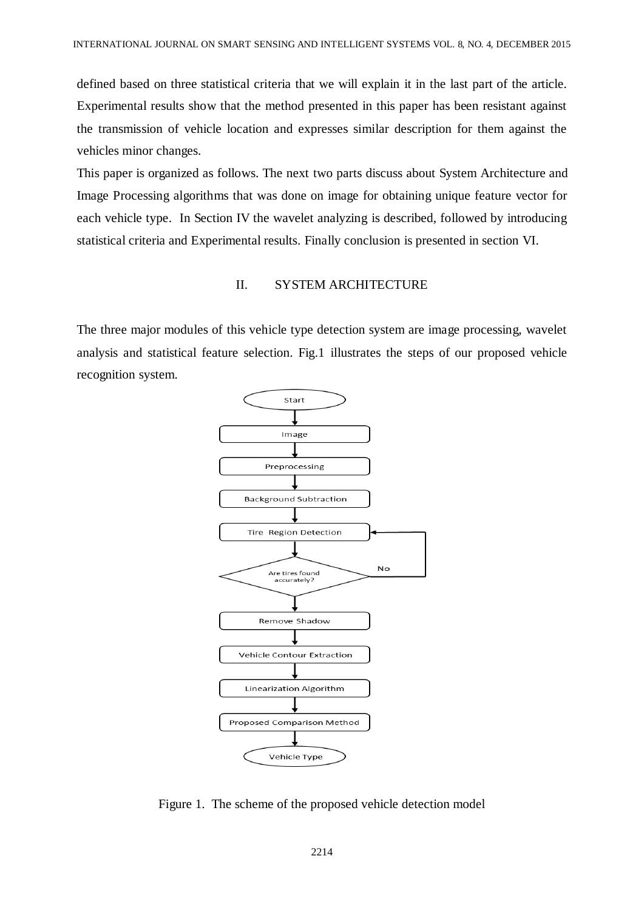defined based on three statistical criteria that we will explain it in the last part of the article. Experimental results show that the method presented in this paper has been resistant against the transmission of vehicle location and expresses similar description for them against the vehicles minor changes.

This paper is organized as follows. The next two parts discuss about System Architecture and Image Processing algorithms that was done on image for obtaining unique feature vector for each vehicle type. In Section IV the wavelet analyzing is described, followed by introducing statistical criteria and Experimental results. Finally conclusion is presented in section VI.

## II. SYSTEM ARCHITECTURE

The three major modules of this vehicle type detection system are image processing, wavelet analysis and statistical feature selection. Fig.1 illustrates the steps of our proposed vehicle recognition system.

Start

Image

Preprocessing

Background Subtraction

Tire Region Detection

Are tires found accurately?

No

Remove Shadow

Vehicle Contour Extraction

Linearization Algorithm

Proposed Comparison Method

Vehicle Type

Figure 1. The scheme of the proposed vehicle detection model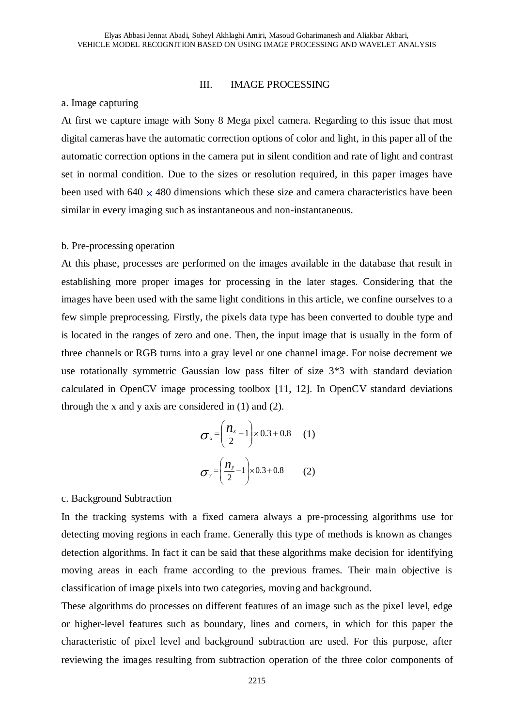## III. IMAGE PROCESSING

a. Image capturing

At first we capture image with Sony 8 Mega pixel camera. Regarding to this issue that most digital cameras have the automatic correction options of color and light, in this paper all of the automatic correction options in the camera put in silent condition and rate of light and contrast set in normal condition. Due to the sizes or resolution required, in this paper images have been used with 640 $\times$ 480 dimensions which these size and camera characteristics have been similar in every imaging such as instantaneous and non-instantaneous.

b. Pre-processing operation

At this phase, processes are performed on the images available in the database that result in establishing more proper images for processing in the later stages. Considering that the images have been used with the same light conditions in this article, we confine ourselves to a few simple preprocessing. Firstly, the pixels data type has been converted to double type and is located in the ranges of zero and one. Then, the input image that is usually in the form of three channels or RGB turns into a gray level or one channel image. For noise decrement we use rotationally symmetric Gaussian low pass filter of size 3*3 with standard deviation calculated in OpenCV image processing toolbox [11, 12]. In OpenCV standard deviations through the x and y axis are considered in (1) and (2).

$$\sigma_x = \left(\frac{n_x}{2} - 1\right) \times 0.3 + 0.8 \quad (1)$$

$$\sigma_y = \left(\frac{n_y}{2} - 1\right) \times 0.3 + 0.8 \quad (2)$$

c. Background Subtraction

In the tracking systems with a fixed camera always a pre-processing algorithms use for detecting moving regions in each frame. Generally this type of methods is known as changes detection algorithms. In fact it can be said that these algorithms make decision for identifying moving areas in each frame according to the previous frames. Their main objective is classification of image pixels into two categories, moving and background.

These algorithms do processes on different features of an image such as the pixel level, edge or higher-level features such as boundary, lines and corners, in which for this paper the characteristic of pixel level and background subtraction are used. For this purpose, after reviewing the images resulting from subtraction operation of the three color components of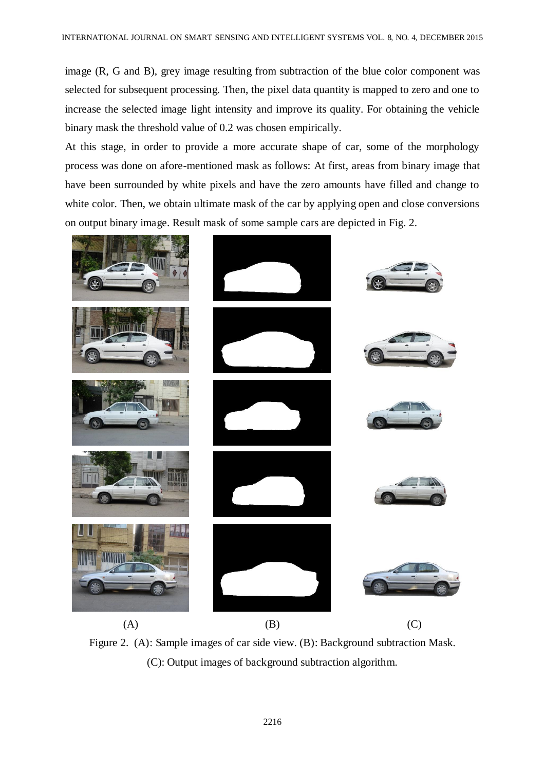image (R, G and B), grey image resulting from subtraction of the blue color component was selected for subsequent processing. Then, the pixel data quantity is mapped to zero and one to increase the selected image light intensity and improve its quality. For obtaining the vehicle binary mask the threshold value of 0.2 was chosen empirically.

At this stage, in order to provide a more accurate shape of car, some of the morphology process was done on afore-mentioned mask as follows: At first, areas from binary image that have been surrounded by white pixels and have the zero amounts have filled and change to white color. Then, we obtain ultimate mask of the car by applying open and close conversions on output binary image. Result mask of some sample cars are depicted in Fig. 2.

(A) (B) (C)

Figure 2. (A): Sample images of car side view. (B): Background subtraction Mask. (C): Output images of background subtraction algorithm.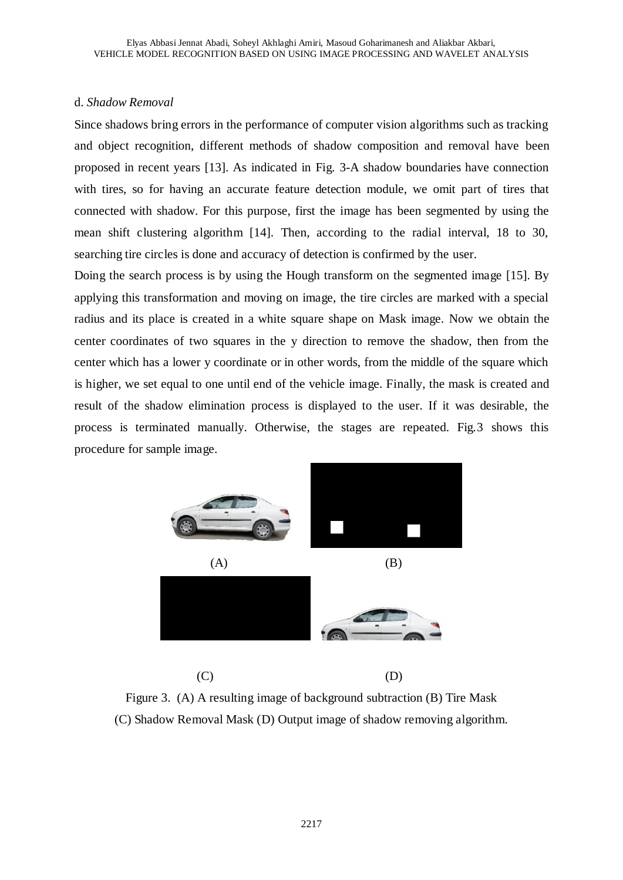d. *Shadow Removal*

Since shadows bring errors in the performance of computer vision algorithms such as tracking and object recognition, different methods of shadow composition and removal have been proposed in recent years [13]. As indicated in Fig. 3-A shadow boundaries have connection with tires, so for having an accurate feature detection module, we omit part of tires that connected with shadow. For this purpose, first the image has been segmented by using the mean shift clustering algorithm [14]. Then, according to the radial interval, 18 to 30, searching tire circles is done and accuracy of detection is confirmed by the user.

Doing the search process is by using the Hough transform on the segmented image [15]. By applying this transformation and moving on image, the tire circles are marked with a special radius and its place is created in a white square shape on Mask image. Now we obtain the center coordinates of two squares in the y direction to remove the shadow, then from the center which has a lower y coordinate or in other words, from the middle of the square which is higher, we set equal to one until end of the vehicle image. Finally, the mask is created and result of the shadow elimination process is displayed to the user. If it was desirable, the process is terminated manually. Otherwise, the stages are repeated. Fig.3 shows this procedure for sample image.

(A) (B)

(C) (D)

Figure 3. (A) A resulting image of background subtraction (B) Tire Mask (C) Shadow Removal Mask (D) Output image of shadow removing algorithm.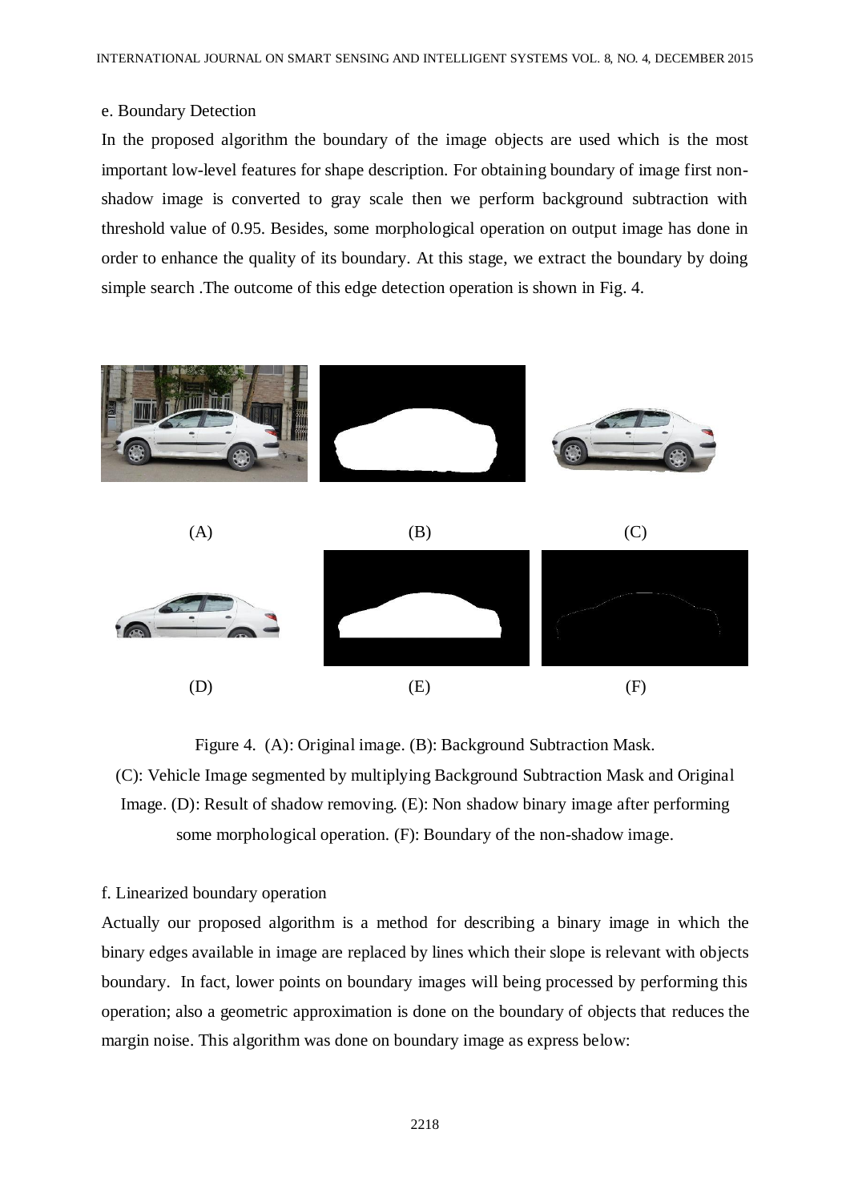e. Boundary Detection

In the proposed algorithm the boundary of the image objects are used which is the most important low-level features for shape description. For obtaining boundary of image first non-shadow image is converted to gray scale then we perform background subtraction with threshold value of 0.95. Besides, some morphological operation on output image has done in order to enhance the quality of its boundary. At this stage, we extract the boundary by doing simple search .The outcome of this edge detection operation is shown in Fig. 4.

(A) (B) (C)

(D) (E) (F)

Figure 4. (A): Original image. (B): Background Subtraction Mask. (C): Vehicle Image segmented by multiplying Background Subtraction Mask and Original Image. (D): Result of shadow removing. (E): Non shadow binary image after performing some morphological operation. (F): Boundary of the non-shadow image.

f. Linearized boundary operation

Actually our proposed algorithm is a method for describing a binary image in which the binary edges available in image are replaced by lines which their slope is relevant with objects boundary. In fact, lower points on boundary images will being processed by performing this operation; also a geometric approximation is done on the boundary of objects that reduces the margin noise. This algorithm was done on boundary image as express below: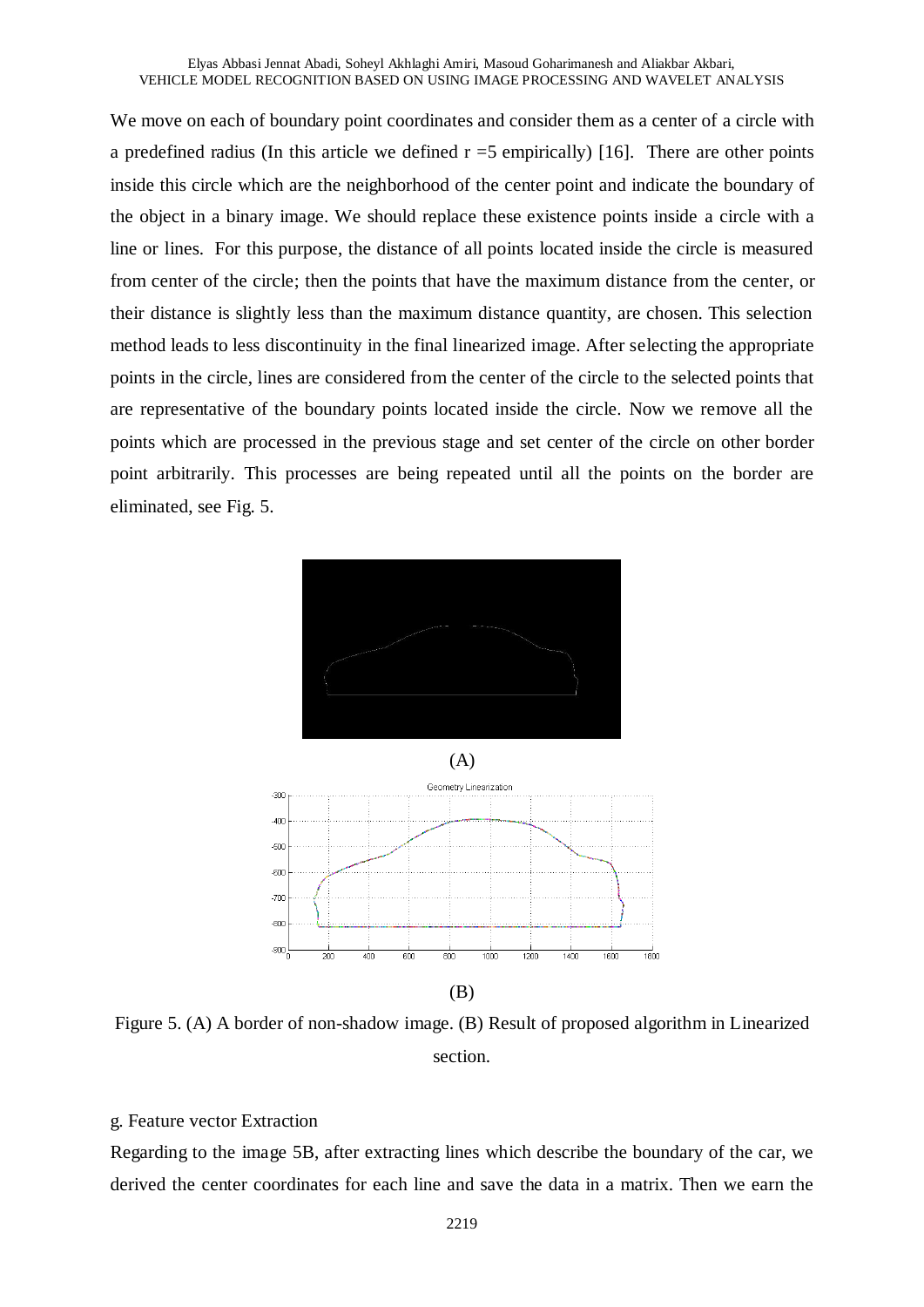We move on each of boundary point coordinates and consider them as a center of a circle with a predefined radius (In this article we defined r =5 empirically) [16]. There are other points inside this circle which are the neighborhood of the center point and indicate the boundary of the object in a binary image. We should replace these existence points inside a circle with a line or lines. For this purpose, the distance of all points located inside the circle is measured from center of the circle; then the points that have the maximum distance from the center, or their distance is slightly less than the maximum distance quantity, are chosen. This selection method leads to less discontinuity in the final linearized image. After selecting the appropriate points in the circle, lines are considered from the center of the circle to the selected points that are representative of the boundary points located inside the circle. Now we remove all the points which are processed in the previous stage and set center of the circle on other border point arbitrarily. This processes are being repeated until all the points on the border are eliminated, see Fig. 5.

(A)

Geometry Linearization

-300
-400
-500
-600
-700
-800
-900

0 200 400 600 800 1000 1200 1400 1600 1800

(B)

Figure 5. (A) A border of non-shadow image. (B) Result of proposed algorithm in Linearized section.

g. Feature vector Extraction

Regarding to the image 5B, after extracting lines which describe the boundary of the car, we derived the center coordinates for each line and save the data in a matrix. Then we earn the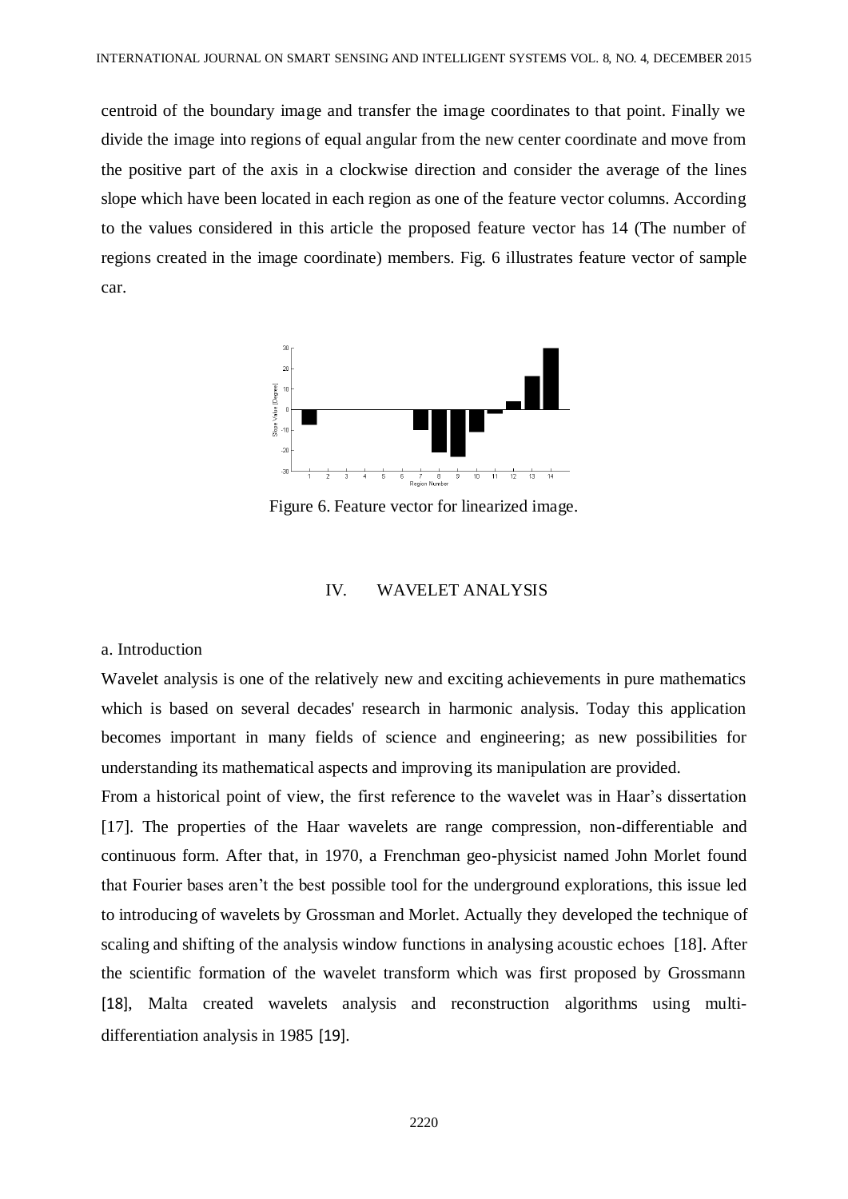centroid of the boundary image and transfer the image coordinates to that point. Finally we divide the image into regions of equal angular from the new center coordinate and move from the positive part of the axis in a clockwise direction and consider the average of the lines slope which have been located in each region as one of the feature vector columns. According to the values considered in this article the proposed feature vector has 14 (The number of regions created in the image coordinate) members. Fig. 6 illustrates feature vector of sample car.

Slope Value [Degree]

30
20
10
0
-10
-20
-30

1 2 3 4 5 6 7 8 9 10 11 12 13 14

Region Number

Figure 6. Feature vector for linearized image.

## IV. WAVELET ANALYSIS

### a. Introduction

Wavelet analysis is one of the relatively new and exciting achievements in pure mathematics which is based on several decades' research in harmonic analysis. Today this application becomes important in many fields of science and engineering; as new possibilities for understanding its mathematical aspects and improving its manipulation are provided.

From a historical point of view, the first reference to the wavelet was in Haar's dissertation [17]. The properties of the Haar wavelets are range compression, non-differentiable and continuous form. After that, in 1970, a Frenchman geo-physicist named John Morlet found that Fourier bases aren't the best possible tool for the underground explorations, this issue led to introducing of wavelets by Grossman and Morlet. Actually they developed the technique of scaling and shifting of the analysis window functions in analysing acoustic echoes [18]. After the scientific formation of the wavelet transform which was first proposed by Grossmann [18], Malta created wavelets analysis and reconstruction algorithms using multi-differentiation analysis in 1985 [19].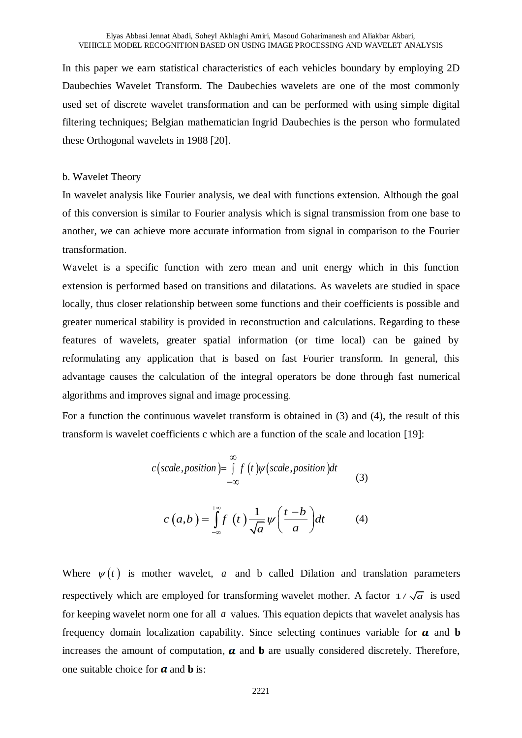In this paper we earn statistical characteristics of each vehicles boundary by employing 2D Daubechies Wavelet Transform. The Daubechies wavelets are one of the most commonly used set of discrete wavelet transformation and can be performed with using simple digital filtering techniques; Belgian mathematician Ingrid Daubechies is the person who formulated these Orthogonal wavelets in 1988 [20].

b. Wavelet Theory

In wavelet analysis like Fourier analysis, we deal with functions extension. Although the goal of this conversion is similar to Fourier analysis which is signal transmission from one base to another, we can achieve more accurate information from signal in comparison to the Fourier transformation.

Wavelet is a specific function with zero mean and unit energy which in this function extension is performed based on transitions and dilatations. As wavelets are studied in space locally, thus closer relationship between some functions and their coefficients is possible and greater numerical stability is provided in reconstruction and calculations. Regarding to these features of wavelets, greater spatial information (or time local) can be gained by reformulating any application that is based on fast Fourier transform. In general, this advantage causes the calculation of the integral operators be done through fast numerical algorithms and improves signal and image processing.

For a function the continuous wavelet transform is obtained in (3) and (4), the result of this transform is wavelet coefficients c which are a function of the scale and location [19]:

$$c(scale, position) = \int_{-\infty}^{\infty} f(t)\psi(scale, position)dt \qquad (3)$$

$$c(a,b) = \int_{-\infty}^{+\infty} f(t)\frac{1}{\sqrt{a}}\psi\left(\frac{t-b}{a}\right)dt \qquad (4)$$

Where $\psi(t)$ is mother wavelet, $a$ and b called Dilation and translation parameters respectively which are employed for transforming wavelet mother. A factor $1/\sqrt{a}$ is used for keeping wavelet norm one for all $a$ values. This equation depicts that wavelet analysis has frequency domain localization capability. Since selecting continues variable for $\boldsymbol{a}$ and **b** increases the amount of computation, $\boldsymbol{a}$ and **b** are usually considered discretely. Therefore, one suitable choice for $\boldsymbol{a}$ and **b** is: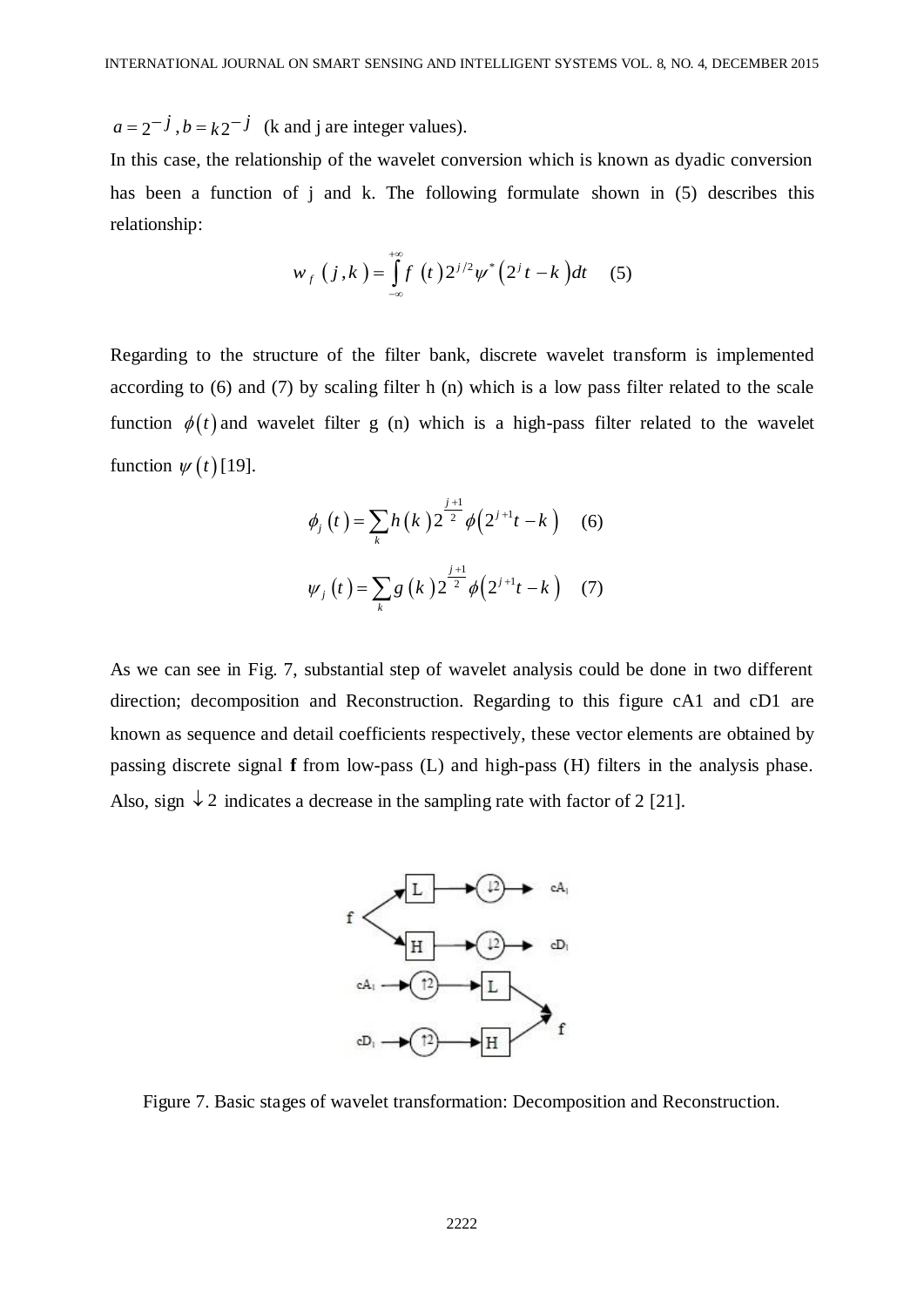$a = 2^{-j}, b = k2^{-j}$ (k and j are integer values).

In this case, the relationship of the wavelet conversion which is known as dyadic conversion has been a function of j and k. The following formulate shown in (5) describes this relationship:

$$w_f(j,k) = \int_{-\infty}^{+\infty} f(t) 2^{j/2} \psi^*(2^j t - k) dt \quad (5)$$

Regarding to the structure of the filter bank, discrete wavelet transform is implemented according to (6) and (7) by scaling filter h (n) which is a low pass filter related to the scale function $\phi(t)$ and wavelet filter g (n) which is a high-pass filter related to the wavelet function $\psi(t)$ [19].

$$\phi_j(t) = \sum_k h(k) 2^{\frac{j+1}{2}} \phi(2^{j+1}t - k) \quad (6)$$

$$\psi_j(t) = \sum_k g(k) 2^{\frac{j+1}{2}} \phi(2^{j+1}t - k) \quad (7)$$

As we can see in Fig. 7, substantial step of wavelet analysis could be done in two different direction; decomposition and Reconstruction. Regarding to this figure cA1 and cD1 are known as sequence and detail coefficients respectively, these vector elements are obtained by passing discrete signal **f** from low-pass (L) and high-pass (H) filters in the analysis phase. Also, sign $\downarrow 2$ indicates a decrease in the sampling rate with factor of 2 [21].

f
L
H
↓2
↓2
$cA_1$
$cD_1$
$cA_1$
$cD_1$
↑2
↑2
L
H
f

Figure 7. Basic stages of wavelet transformation: Decomposition and Reconstruction.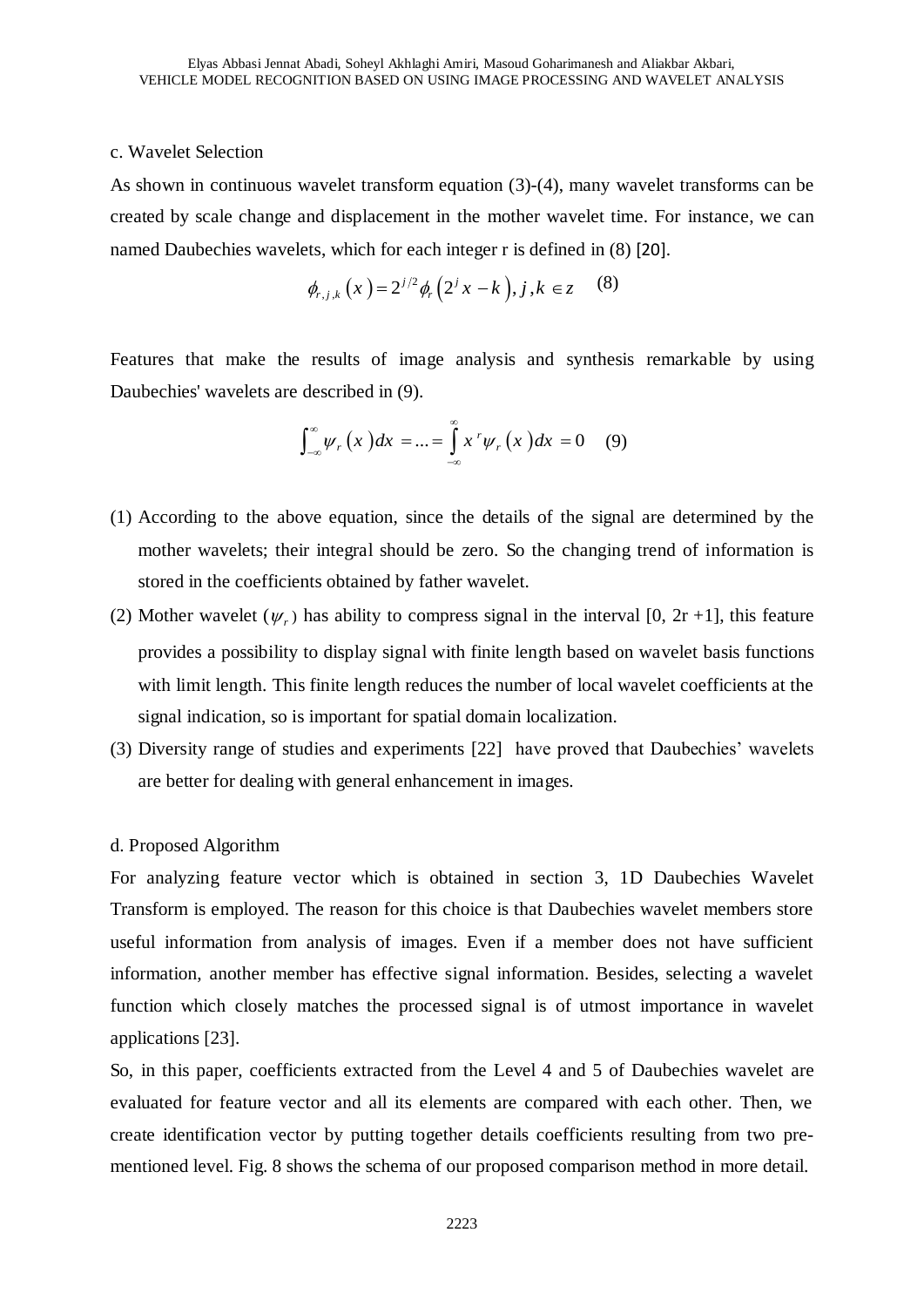c. Wavelet Selection

As shown in continuous wavelet transform equation (3)-(4), many wavelet transforms can be created by scale change and displacement in the mother wavelet time. For instance, we can named Daubechies wavelets, which for each integer r is defined in (8) [20].

$$\phi_{r,j,k}(x) = 2^{j/2}\phi_r(2^j x - k), j, k \in z \quad (8)$$

Features that make the results of image analysis and synthesis remarkable by using Daubechies' wavelets are described in (9).

$$\int_{-\infty}^{\infty} \psi_r(x)dx = ... = \int_{-\infty}^{\infty} x^r \psi_r(x)dx = 0 \quad (9)$$

(1) According to the above equation, since the details of the signal are determined by the mother wavelets; their integral should be zero. So the changing trend of information is stored in the coefficients obtained by father wavelet.

(2) Mother wavelet ($\psi_r$) has ability to compress signal in the interval [0, 2r +1], this feature provides a possibility to display signal with finite length based on wavelet basis functions with limit length. This finite length reduces the number of local wavelet coefficients at the signal indication, so is important for spatial domain localization.

(3) Diversity range of studies and experiments [22] have proved that Daubechies' wavelets are better for dealing with general enhancement in images.

d. Proposed Algorithm

For analyzing feature vector which is obtained in section 3, 1D Daubechies Wavelet Transform is employed. The reason for this choice is that Daubechies wavelet members store useful information from analysis of images. Even if a member does not have sufficient information, another member has effective signal information. Besides, selecting a wavelet function which closely matches the processed signal is of utmost importance in wavelet applications [23].

So, in this paper, coefficients extracted from the Level 4 and 5 of Daubechies wavelet are evaluated for feature vector and all its elements are compared with each other. Then, we create identification vector by putting together details coefficients resulting from two pre-mentioned level. Fig. 8 shows the schema of our proposed comparison method in more detail.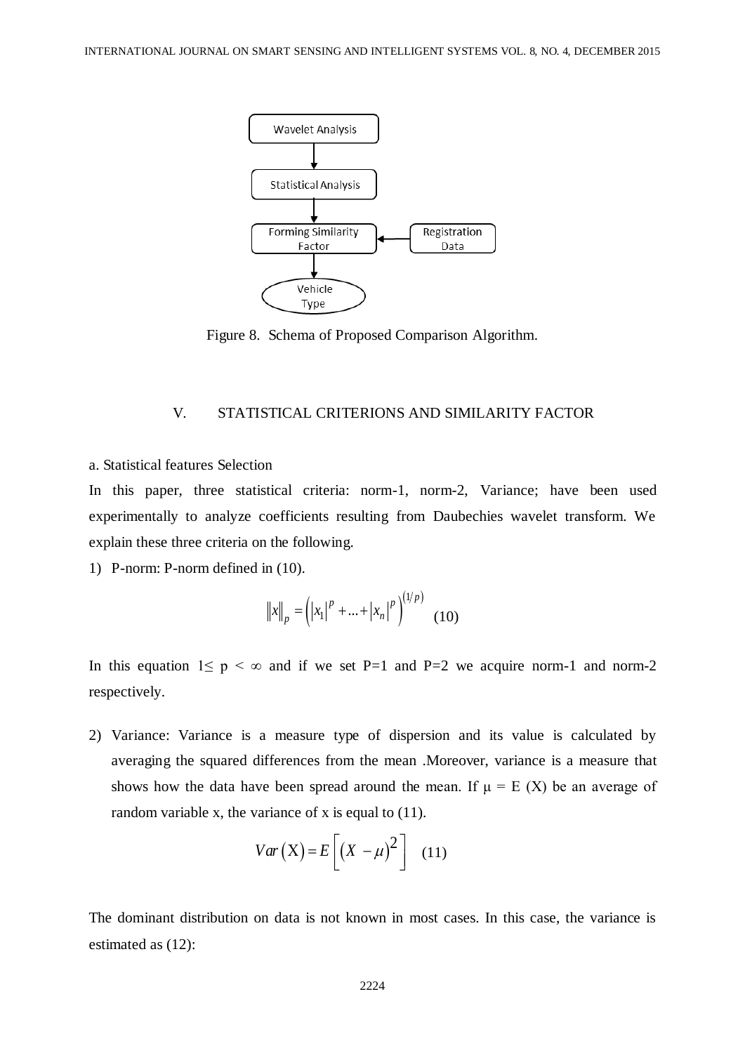Wavelet Analysis

Statistical Analysis

Forming Similarity Factor

Registration Data

Vehicle Type

Figure 8. Schema of Proposed Comparison Algorithm.

## V. STATISTICAL CRITERIONS AND SIMILARITY FACTOR

a. Statistical features Selection

In this paper, three statistical criteria: norm-1, norm-2, Variance; have been used experimentally to analyze coefficients resulting from Daubechies wavelet transform. We explain these three criteria on the following.

1) P-norm: P-norm defined in (10).

$$\|x\|_p = \left(|x_1|^p + \ldots + |x_n|^p\right)^{(1/p)} \quad (10)$$

In this equation $1 \leq p < \infty$ and if we set P=1 and P=2 we acquire norm-1 and norm-2 respectively.

2) Variance: Variance is a measure type of dispersion and its value is calculated by averaging the squared differences from the mean .Moreover, variance is a measure that shows how the data have been spread around the mean. If $\mu = E(X)$ be an average of random variable x, the variance of x is equal to (11).

$$Var(X) = E\left[(X - \mu)^2\right] \quad (11)$$

The dominant distribution on data is not known in most cases. In this case, the variance is estimated as (12):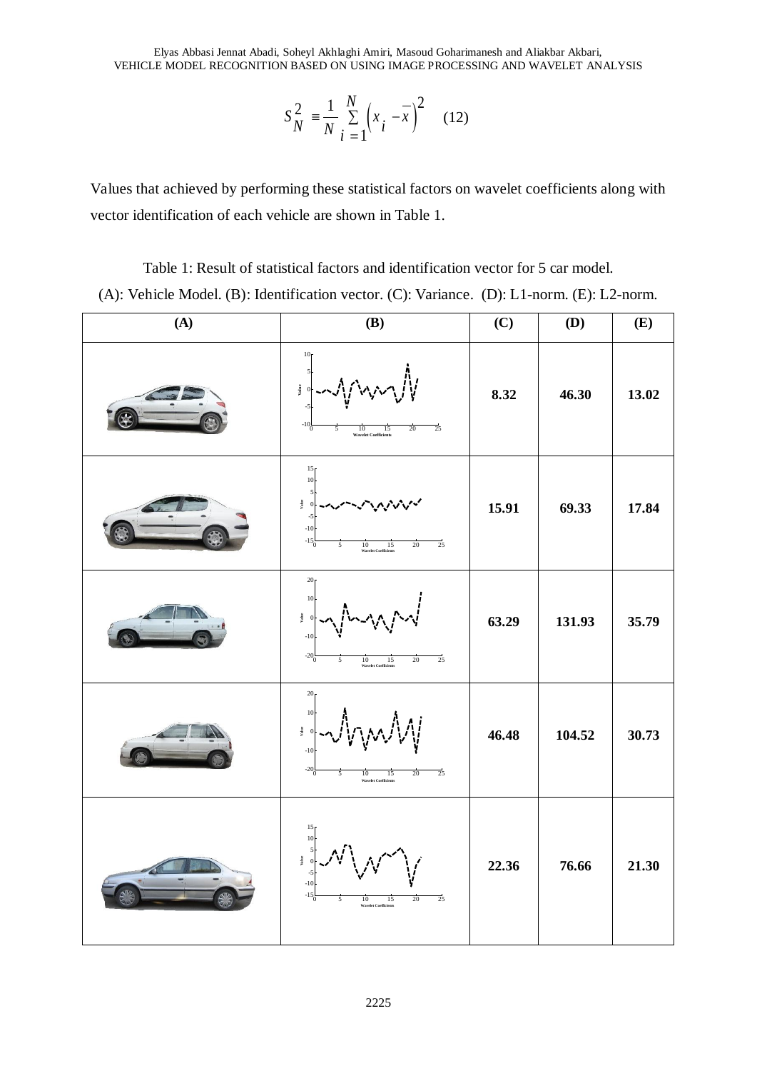$$S_N^2 \equiv \frac{1}{N}\sum_{i=1}^{N}\left(x_i - \bar{x}\right)^2 \quad (12)$$

Values that achieved by performing these statistical factors on wavelet coefficients along with vector identification of each vehicle are shown in Table 1.

Table 1: Result of statistical factors and identification vector for 5 car model.
(A): Vehicle Model. (B): Identification vector. (C): Variance. (D): L1-norm. (E): L2-norm.

| (A) | (B) | (C) | (D) | (E) |
|---|---|---|---|---|
| | 10 5 0 -5 -10 Value 0 5 10 15 20 25 Wavelet Coefficients | **8.32** | **46.30** | **13.02** |
| | 15 10 5 0 -5 -10 -15 Value 0 5 10 15 20 25 Wavelet Coefficients | **15.91** | **69.33** | **17.84** |
| | 20 10 0 -10 -20 Value 0 5 10 15 20 25 Wavelet Coefficients | **63.29** | **131.93** | **35.79** |
| | 20 10 0 -10 -20 Value 0 5 10 15 20 25 Wavelet Coefficients | **46.48** | **104.52** | **30.73** |
| | 15 10 5 0 -5 -10 -15 Value 0 5 10 15 20 25 Wavelet Coefficients | **22.36** | **76.66** | **21.30** |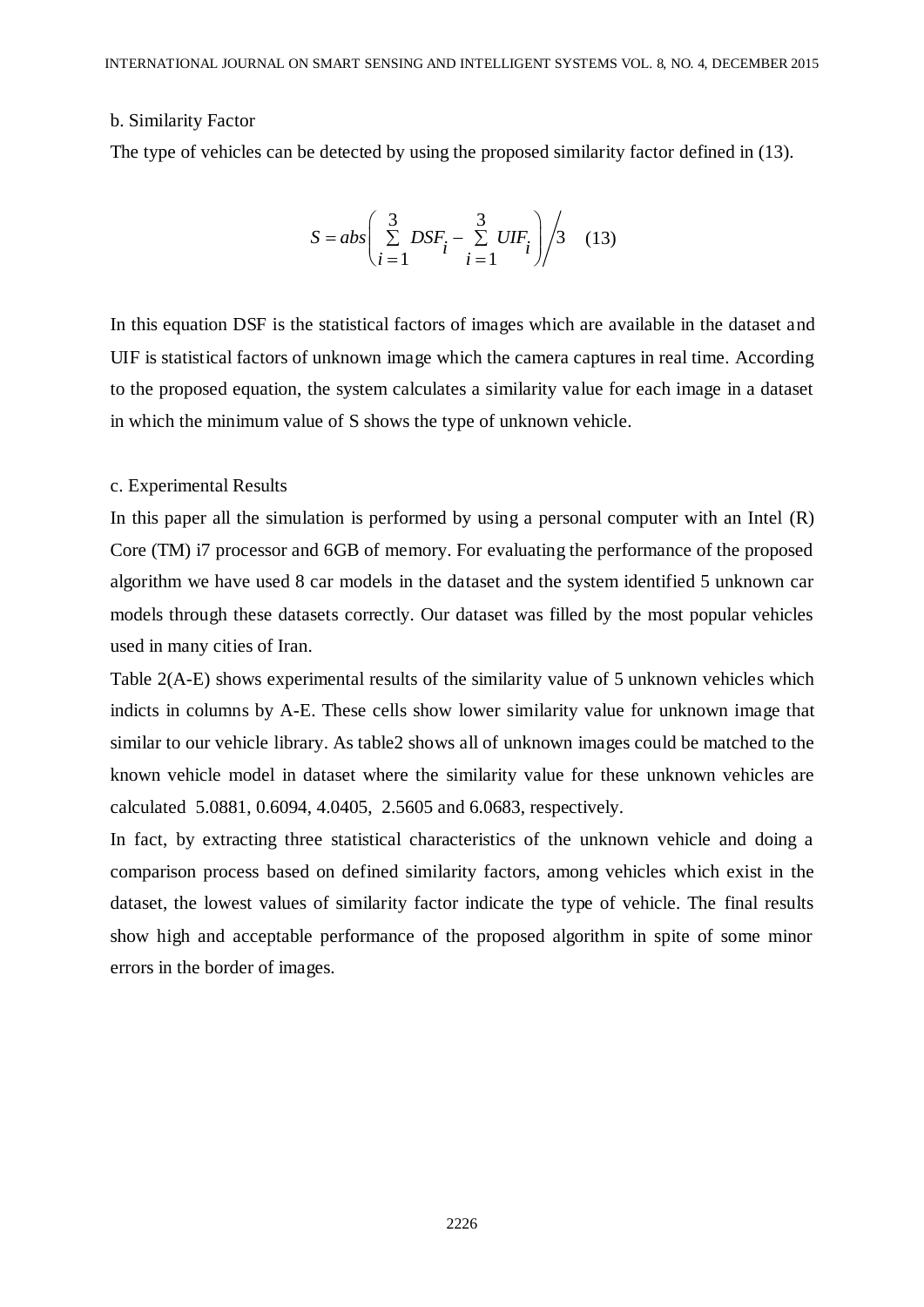b. Similarity Factor

The type of vehicles can be detected by using the proposed similarity factor defined in (13).

$$S = abs\left( \sum_{i=1}^{3} DSF_i - \sum_{i=1}^{3} UIF_i \right) \Big/ 3 \quad (13)$$

In this equation DSF is the statistical factors of images which are available in the dataset and UIF is statistical factors of unknown image which the camera captures in real time. According to the proposed equation, the system calculates a similarity value for each image in a dataset in which the minimum value of S shows the type of unknown vehicle.

c. Experimental Results

In this paper all the simulation is performed by using a personal computer with an Intel (R) Core (TM) i7 processor and 6GB of memory. For evaluating the performance of the proposed algorithm we have used 8 car models in the dataset and the system identified 5 unknown car models through these datasets correctly. Our dataset was filled by the most popular vehicles used in many cities of Iran.

Table 2(A-E) shows experimental results of the similarity value of 5 unknown vehicles which indicts in columns by A-E. These cells show lower similarity value for unknown image that similar to our vehicle library. As table2 shows all of unknown images could be matched to the known vehicle model in dataset where the similarity value for these unknown vehicles are calculated 5.0881, 0.6094, 4.0405, 2.5605 and 6.0683, respectively.

In fact, by extracting three statistical characteristics of the unknown vehicle and doing a comparison process based on defined similarity factors, among vehicles which exist in the dataset, the lowest values of similarity factor indicate the type of vehicle. The final results show high and acceptable performance of the proposed algorithm in spite of some minor errors in the border of images.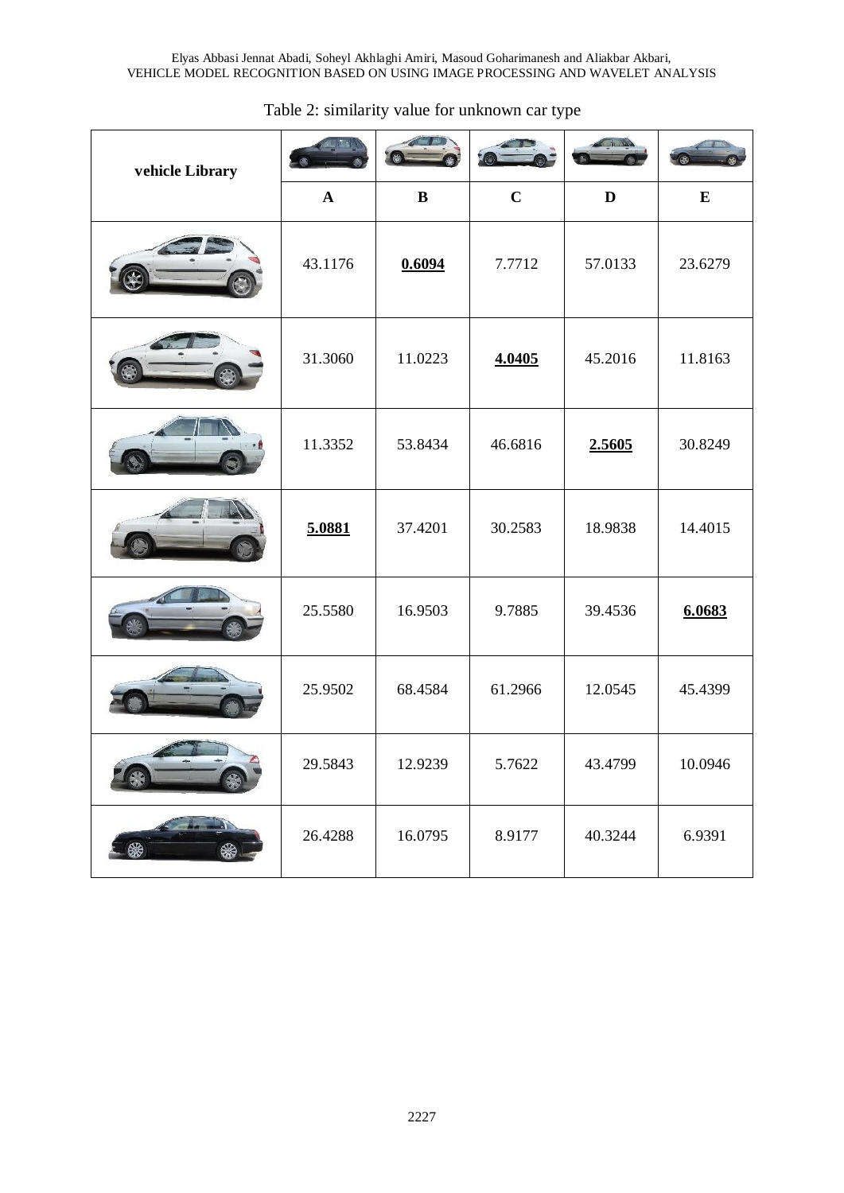Table 2: similarity value for unknown car type

| vehicle Library | A | B | C | D | E |
|---|---|---|---|---|---|
| | 43.1176 | **0.6094** | 7.7712 | 57.0133 | 23.6279 |
| | 31.3060 | 11.0223 | **4.0405** | 45.2016 | 11.8163 |
| | 11.3352 | 53.8434 | 46.6816 | **2.5605** | 30.8249 |
| | **5.0881** | 37.4201 | 30.2583 | 18.9838 | 14.4015 |
| | 25.5580 | 16.9503 | 9.7885 | 39.4536 | **6.0683** |
| | 25.9502 | 68.4584 | 61.2966 | 12.0545 | 45.4399 |
| | 29.5843 | 12.9239 | 5.7622 | 43.4799 | 10.0946 |
| | 26.4288 | 16.0795 | 8.9177 | 40.3244 | 6.9391 |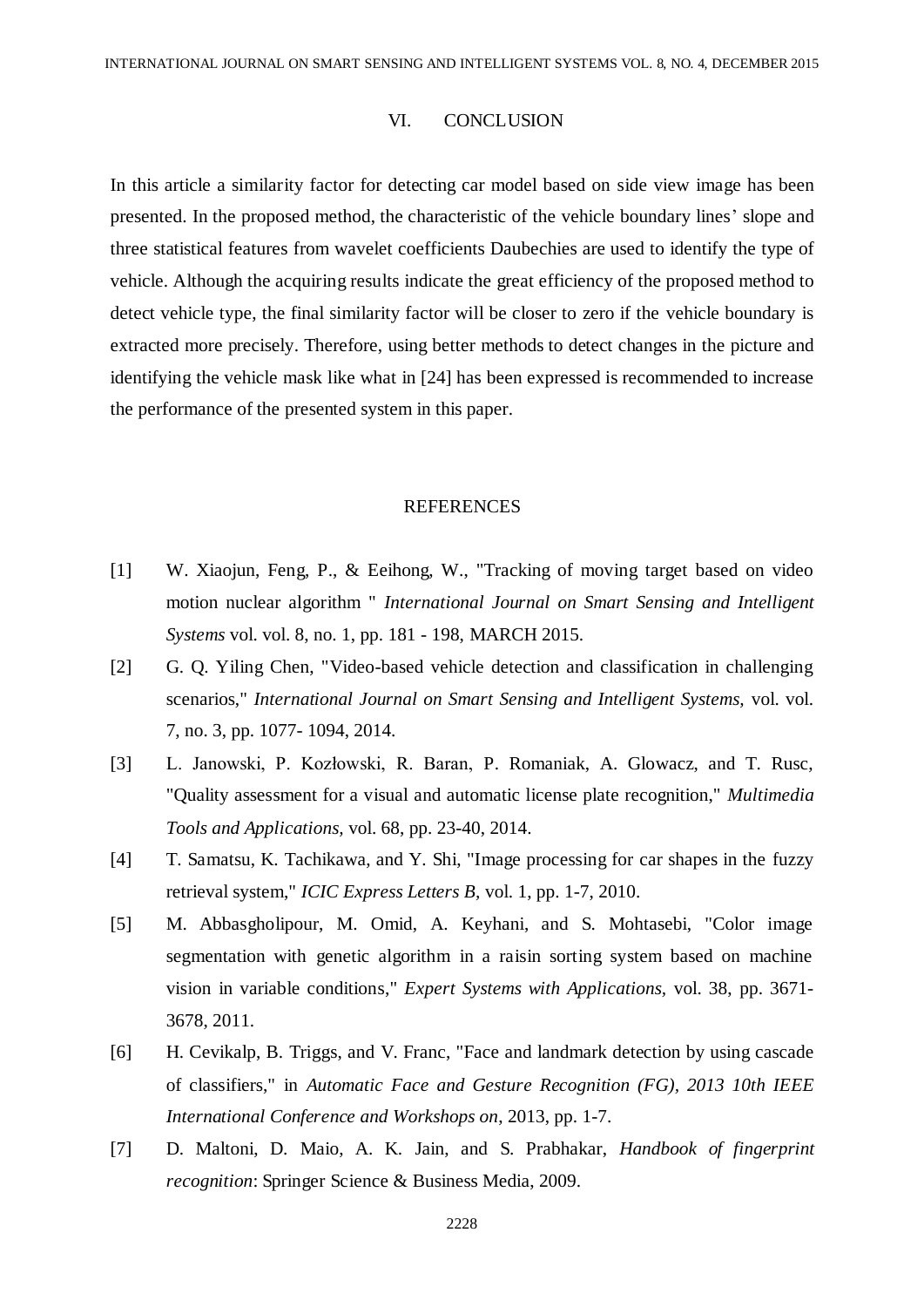## VI. CONCLUSION

In this article a similarity factor for detecting car model based on side view image has been presented. In the proposed method, the characteristic of the vehicle boundary lines' slope and three statistical features from wavelet coefficients Daubechies are used to identify the type of vehicle. Although the acquiring results indicate the great efficiency of the proposed method to detect vehicle type, the final similarity factor will be closer to zero if the vehicle boundary is extracted more precisely. Therefore, using better methods to detect changes in the picture and identifying the vehicle mask like what in [24] has been expressed is recommended to increase the performance of the presented system in this paper.

## REFERENCES

[1] W. Xiaojun, Feng, P., & Eeihong, W., "Tracking of moving target based on video motion nuclear algorithm " *International Journal on Smart Sensing and Intelligent Systems* vol. vol. 8, no. 1, pp. 181 - 198, MARCH 2015.

[2] G. Q. Yiling Chen, "Video-based vehicle detection and classification in challenging scenarios," *International Journal on Smart Sensing and Intelligent Systems,* vol. vol. 7, no. 3, pp. 1077- 1094, 2014.

[3] L. Janowski, P. Kozłowski, R. Baran, P. Romaniak, A. Glowacz, and T. Rusc, "Quality assessment for a visual and automatic license plate recognition," *Multimedia Tools and Applications,* vol. 68, pp. 23-40, 2014.

[4] T. Samatsu, K. Tachikawa, and Y. Shi, "Image processing for car shapes in the fuzzy retrieval system," *ICIC Express Letters B,* vol. 1, pp. 1-7, 2010.

[5] M. Abbasgholipour, M. Omid, A. Keyhani, and S. Mohtasebi, "Color image segmentation with genetic algorithm in a raisin sorting system based on machine vision in variable conditions," *Expert Systems with Applications*, vol. 38, pp. 3671-3678, 2011.

[6] H. Cevikalp, B. Triggs, and V. Franc, "Face and landmark detection by using cascade of classifiers," in *Automatic Face and Gesture Recognition (FG), 2013 10th IEEE International Conference and Workshops on*, 2013, pp. 1-7.

[7] D. Maltoni, D. Maio, A. K. Jain, and S. Prabhakar, *Handbook of fingerprint recognition*: Springer Science & Business Media, 2009.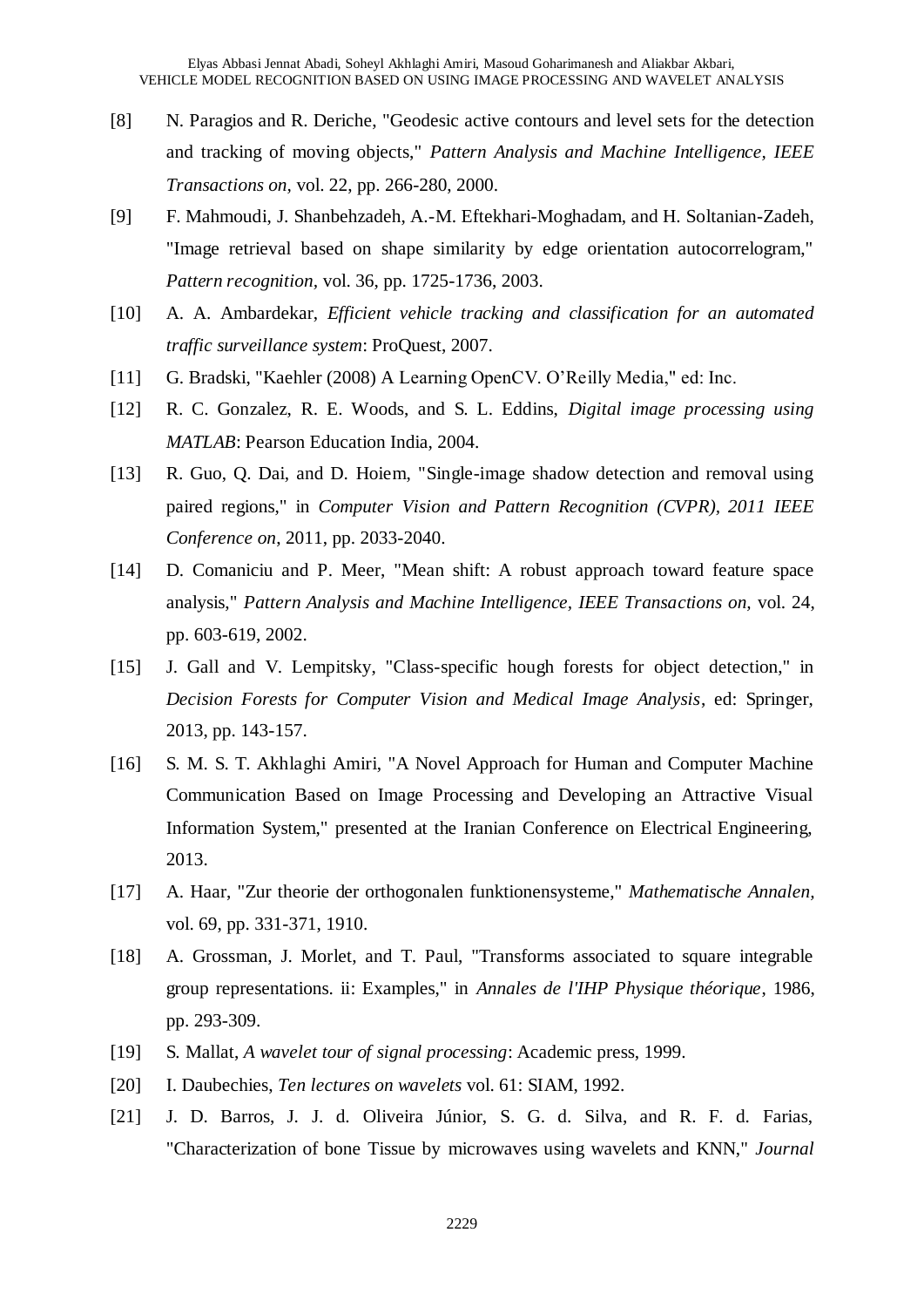[8] N. Paragios and R. Deriche, "Geodesic active contours and level sets for the detection and tracking of moving objects," *Pattern Analysis and Machine Intelligence, IEEE Transactions on*, vol. 22, pp. 266-280, 2000.

[9] F. Mahmoudi, J. Shanbehzadeh, A.-M. Eftekhari-Moghadam, and H. Soltanian-Zadeh, "Image retrieval based on shape similarity by edge orientation autocorrelogram," *Pattern recognition*, vol. 36, pp. 1725-1736, 2003.

[10] A. A. Ambardekar, *Efficient vehicle tracking and classification for an automated traffic surveillance system*: ProQuest, 2007.

[11] G. Bradski, "Kaehler (2008) A Learning OpenCV. O'Reilly Media," ed: Inc.

[12] R. C. Gonzalez, R. E. Woods, and S. L. Eddins, *Digital image processing using MATLAB*: Pearson Education India, 2004.

[13] R. Guo, Q. Dai, and D. Hoiem, "Single-image shadow detection and removal using paired regions," in *Computer Vision and Pattern Recognition (CVPR), 2011 IEEE Conference on*, 2011, pp. 2033-2040.

[14] D. Comaniciu and P. Meer, "Mean shift: A robust approach toward feature space analysis," *Pattern Analysis and Machine Intelligence, IEEE Transactions on*, vol. 24, pp. 603-619, 2002.

[15] J. Gall and V. Lempitsky, "Class-specific hough forests for object detection," in *Decision Forests for Computer Vision and Medical Image Analysis*, ed: Springer, 2013, pp. 143-157.

[16] S. M. S. T. Akhlaghi Amiri, "A Novel Approach for Human and Computer Machine Communication Based on Image Processing and Developing an Attractive Visual Information System," presented at the Iranian Conference on Electrical Engineering, 2013.

[17] A. Haar, "Zur theorie der orthogonalen funktionensysteme," *Mathematische Annalen*, vol. 69, pp. 331-371, 1910.

[18] A. Grossman, J. Morlet, and T. Paul, "Transforms associated to square integrable group representations. ii: Examples," in *Annales de l'IHP Physique théorique*, 1986, pp. 293-309.

[19] S. Mallat, *A wavelet tour of signal processing*: Academic press, 1999.

[20] I. Daubechies, *Ten lectures on wavelets* vol. 61: SIAM, 1992.

[21] J. D. Barros, J. J. d. Oliveira Júnior, S. G. d. Silva, and R. F. d. Farias, "Characterization of bone Tissue by microwaves using wavelets and KNN," *Journal*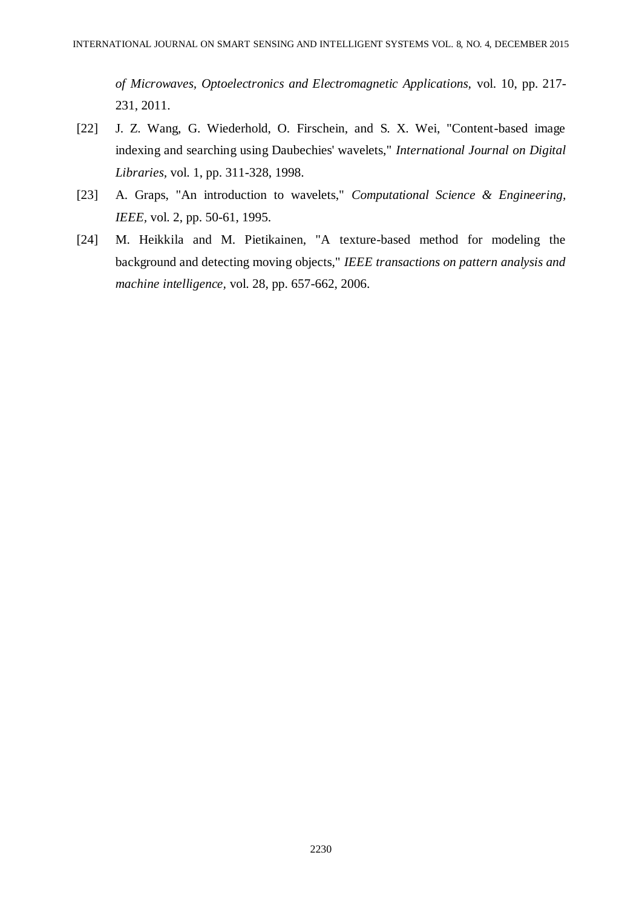*of Microwaves, Optoelectronics and Electromagnetic Applications*, vol. 10, pp. 217-231, 2011.

[22] J. Z. Wang, G. Wiederhold, O. Firschein, and S. X. Wei, "Content-based image indexing and searching using Daubechies' wavelets," *International Journal on Digital Libraries*, vol. 1, pp. 311-328, 1998.

[23] A. Graps, "An introduction to wavelets," *Computational Science & Engineering, IEEE*, vol. 2, pp. 50-61, 1995.

[24] M. Heikkila and M. Pietikainen, "A texture-based method for modeling the background and detecting moving objects," *IEEE transactions on pattern analysis and machine intelligence*, vol. 28, pp. 657-662, 2006.